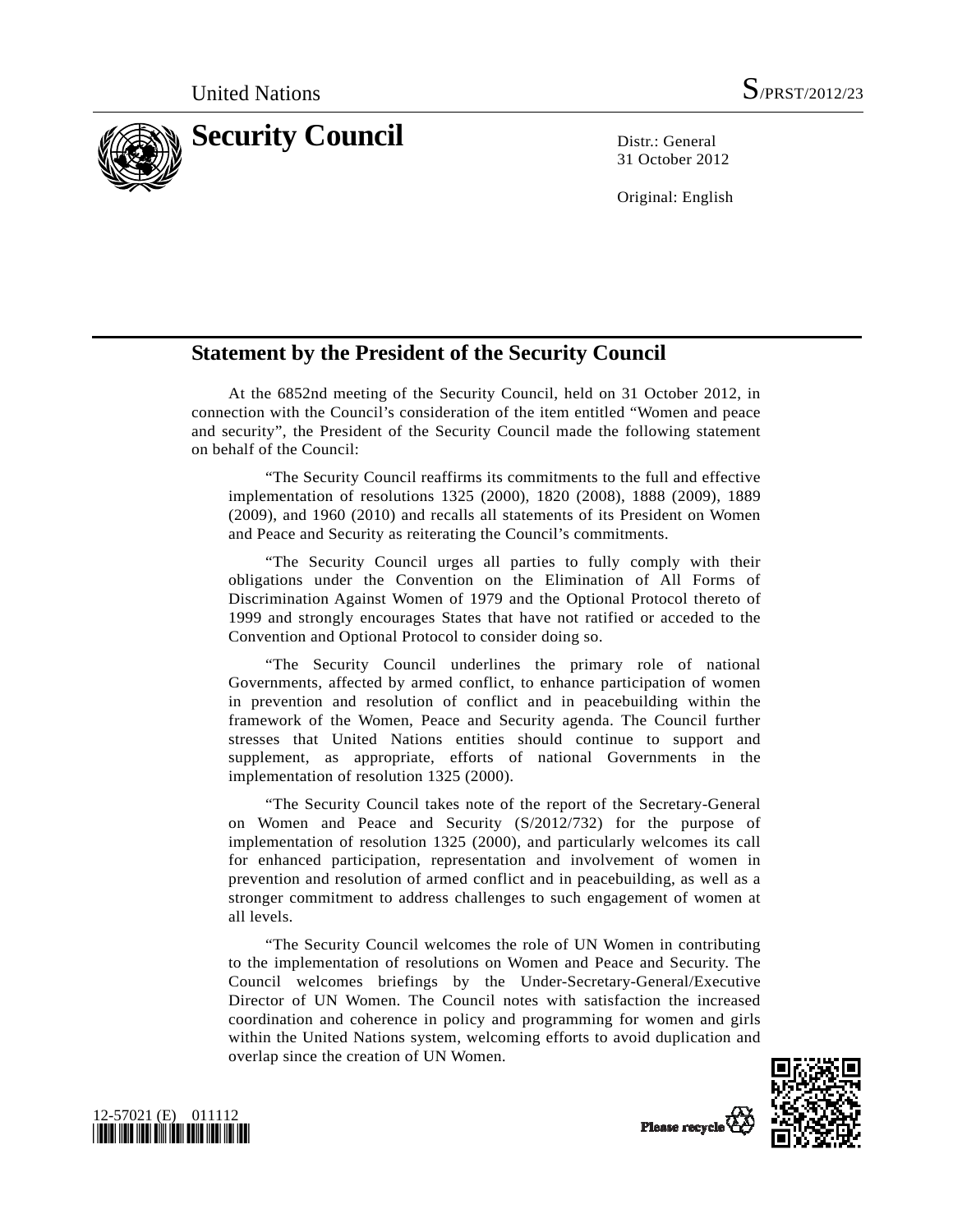United Nations S/PRST/2012/23

# Security Council

Distr.: General
31 October 2012

Original: English

## Statement by the President of the Security Council

At the 6852nd meeting of the Security Council, held on 31 October 2012, in connection with the Council's consideration of the item entitled "Women and peace and security", the President of the Security Council made the following statement on behalf of the Council:

"The Security Council reaffirms its commitments to the full and effective implementation of resolutions 1325 (2000), 1820 (2008), 1888 (2009), 1889 (2009), and 1960 (2010) and recalls all statements of its President on Women and Peace and Security as reiterating the Council's commitments.

"The Security Council urges all parties to fully comply with their obligations under the Convention on the Elimination of All Forms of Discrimination Against Women of 1979 and the Optional Protocol thereto of 1999 and strongly encourages States that have not ratified or acceded to the Convention and Optional Protocol to consider doing so.

"The Security Council underlines the primary role of national Governments, affected by armed conflict, to enhance participation of women in prevention and resolution of conflict and in peacebuilding within the framework of the Women, Peace and Security agenda. The Council further stresses that United Nations entities should continue to support and supplement, as appropriate, efforts of national Governments in the implementation of resolution 1325 (2000).

"The Security Council takes note of the report of the Secretary-General on Women and Peace and Security (S/2012/732) for the purpose of implementation of resolution 1325 (2000), and particularly welcomes its call for enhanced participation, representation and involvement of women in prevention and resolution of armed conflict and in peacebuilding, as well as a stronger commitment to address challenges to such engagement of women at all levels.

"The Security Council welcomes the role of UN Women in contributing to the implementation of resolutions on Women and Peace and Security. The Council welcomes briefings by the Under-Secretary-General/Executive Director of UN Women. The Council notes with satisfaction the increased coordination and coherence in policy and programming for women and girls within the United Nations system, welcoming efforts to avoid duplication and overlap since the creation of UN Women.

12-57021 (E) 011112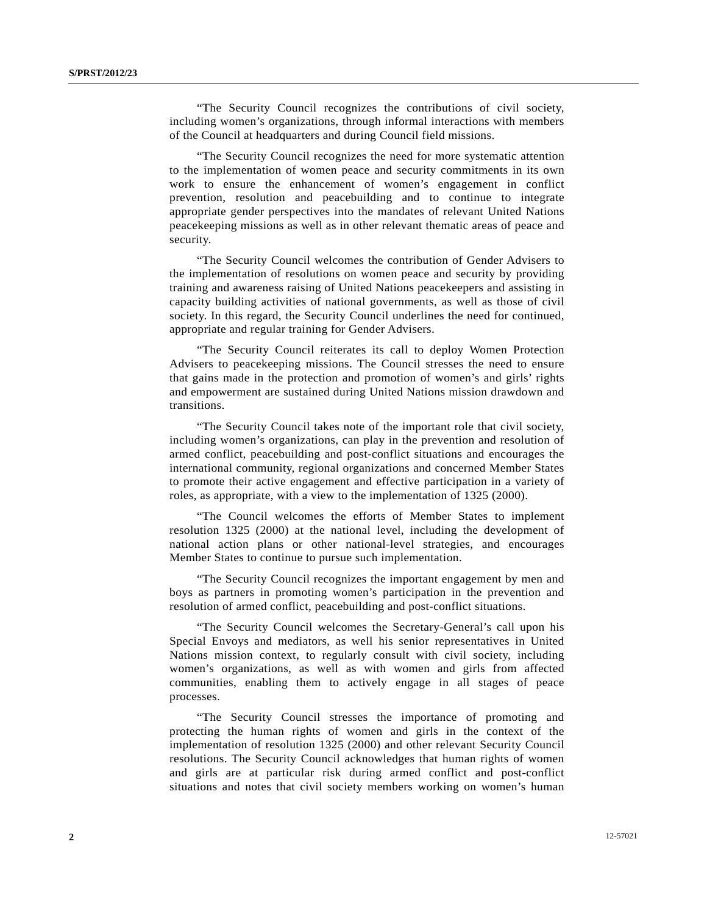"The Security Council recognizes the contributions of civil society, including women's organizations, through informal interactions with members of the Council at headquarters and during Council field missions.

"The Security Council recognizes the need for more systematic attention to the implementation of women peace and security commitments in its own work to ensure the enhancement of women's engagement in conflict prevention, resolution and peacebuilding and to continue to integrate appropriate gender perspectives into the mandates of relevant United Nations peacekeeping missions as well as in other relevant thematic areas of peace and security.

"The Security Council welcomes the contribution of Gender Advisers to the implementation of resolutions on women peace and security by providing training and awareness raising of United Nations peacekeepers and assisting in capacity building activities of national governments, as well as those of civil society. In this regard, the Security Council underlines the need for continued, appropriate and regular training for Gender Advisers.

"The Security Council reiterates its call to deploy Women Protection Advisers to peacekeeping missions. The Council stresses the need to ensure that gains made in the protection and promotion of women's and girls' rights and empowerment are sustained during United Nations mission drawdown and transitions.

"The Security Council takes note of the important role that civil society, including women's organizations, can play in the prevention and resolution of armed conflict, peacebuilding and post-conflict situations and encourages the international community, regional organizations and concerned Member States to promote their active engagement and effective participation in a variety of roles, as appropriate, with a view to the implementation of 1325 (2000).

"The Council welcomes the efforts of Member States to implement resolution 1325 (2000) at the national level, including the development of national action plans or other national-level strategies, and encourages Member States to continue to pursue such implementation.

"The Security Council recognizes the important engagement by men and boys as partners in promoting women's participation in the prevention and resolution of armed conflict, peacebuilding and post-conflict situations.

"The Security Council welcomes the Secretary-General's call upon his Special Envoys and mediators, as well his senior representatives in United Nations mission context, to regularly consult with civil society, including women's organizations, as well as with women and girls from affected communities, enabling them to actively engage in all stages of peace processes.

"The Security Council stresses the importance of promoting and protecting the human rights of women and girls in the context of the implementation of resolution 1325 (2000) and other relevant Security Council resolutions. The Security Council acknowledges that human rights of women and girls are at particular risk during armed conflict and post-conflict situations and notes that civil society members working on women's human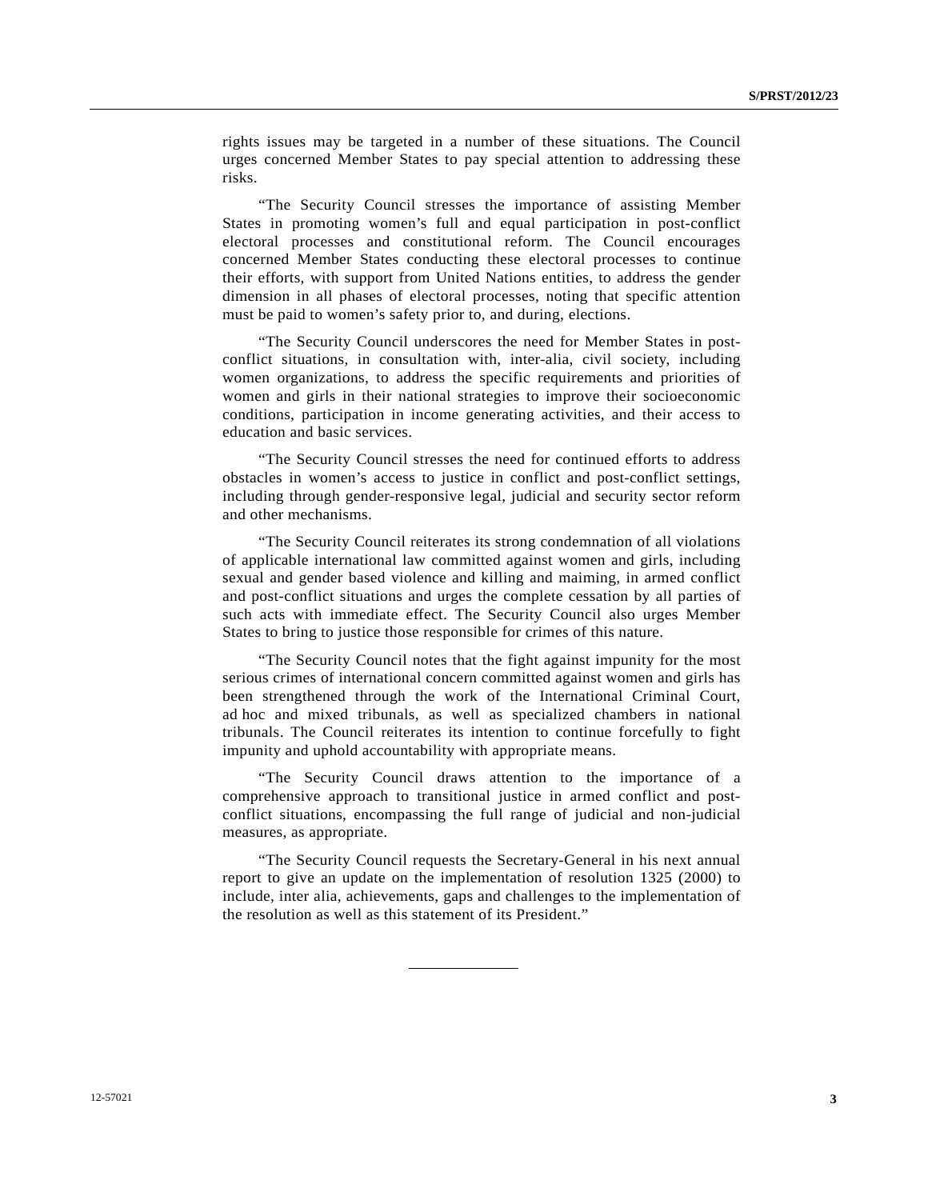rights issues may be targeted in a number of these situations. The Council urges concerned Member States to pay special attention to addressing these risks.

"The Security Council stresses the importance of assisting Member States in promoting women's full and equal participation in post-conflict electoral processes and constitutional reform. The Council encourages concerned Member States conducting these electoral processes to continue their efforts, with support from United Nations entities, to address the gender dimension in all phases of electoral processes, noting that specific attention must be paid to women's safety prior to, and during, elections.

"The Security Council underscores the need for Member States in post-conflict situations, in consultation with, inter-alia, civil society, including women organizations, to address the specific requirements and priorities of women and girls in their national strategies to improve their socioeconomic conditions, participation in income generating activities, and their access to education and basic services.

"The Security Council stresses the need for continued efforts to address obstacles in women's access to justice in conflict and post-conflict settings, including through gender-responsive legal, judicial and security sector reform and other mechanisms.

"The Security Council reiterates its strong condemnation of all violations of applicable international law committed against women and girls, including sexual and gender based violence and killing and maiming, in armed conflict and post-conflict situations and urges the complete cessation by all parties of such acts with immediate effect. The Security Council also urges Member States to bring to justice those responsible for crimes of this nature.

"The Security Council notes that the fight against impunity for the most serious crimes of international concern committed against women and girls has been strengthened through the work of the International Criminal Court, ad hoc and mixed tribunals, as well as specialized chambers in national tribunals. The Council reiterates its intention to continue forcefully to fight impunity and uphold accountability with appropriate means.

"The Security Council draws attention to the importance of a comprehensive approach to transitional justice in armed conflict and post-conflict situations, encompassing the full range of judicial and non-judicial measures, as appropriate.

"The Security Council requests the Secretary-General in his next annual report to give an update on the implementation of resolution 1325 (2000) to include, inter alia, achievements, gaps and challenges to the implementation of the resolution as well as this statement of its President."